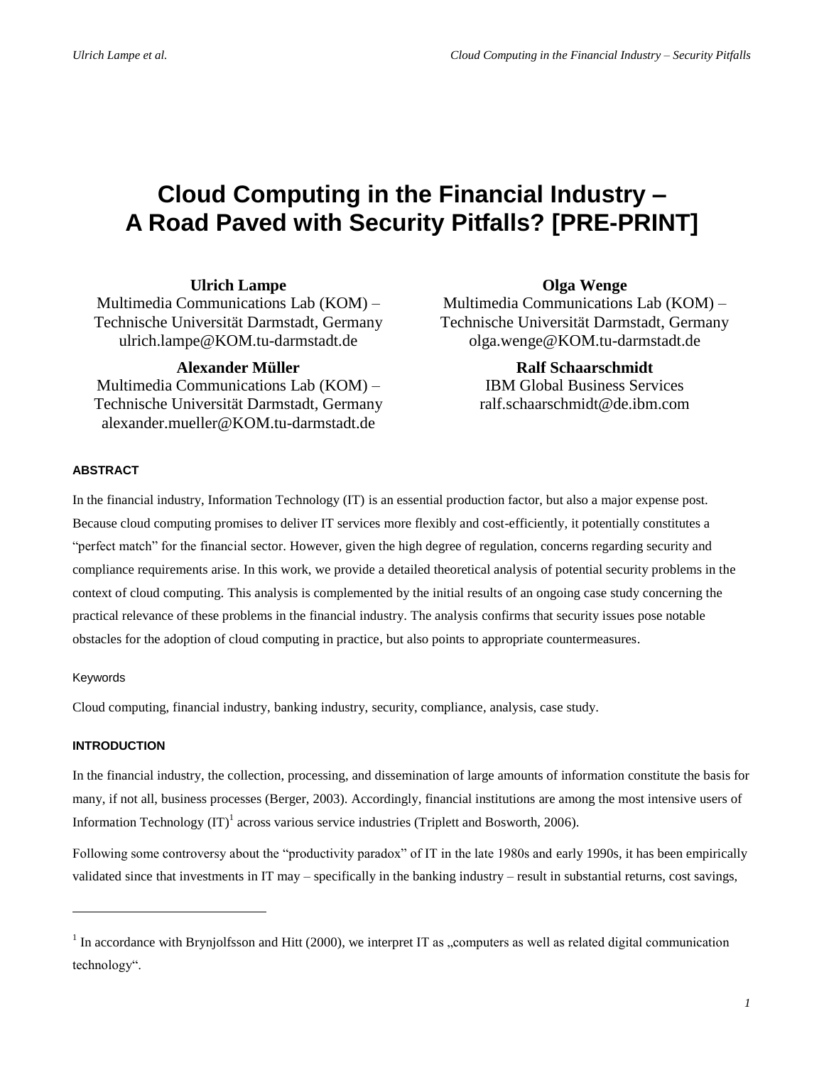# Cloud Computing in the Financial Industry – A Road Paved with Security Pitfalls? [PRE-PRINT]

**Ulrich Lampe**
Multimedia Communications Lab (KOM) – Technische Universität Darmstadt, Germany
ulrich.lampe@KOM.tu-darmstadt.de

**Olga Wenge**
Multimedia Communications Lab (KOM) – Technische Universität Darmstadt, Germany
olga.wenge@KOM.tu-darmstadt.de

**Alexander Müller**
Multimedia Communications Lab (KOM) – Technische Universität Darmstadt, Germany
alexander.mueller@KOM.tu-darmstadt.de

**Ralf Schaarschmidt**
IBM Global Business Services
ralf.schaarschmidt@de.ibm.com

## ABSTRACT

In the financial industry, Information Technology (IT) is an essential production factor, but also a major expense post. Because cloud computing promises to deliver IT services more flexibly and cost-efficiently, it potentially constitutes a "perfect match" for the financial sector. However, given the high degree of regulation, concerns regarding security and compliance requirements arise. In this work, we provide a detailed theoretical analysis of potential security problems in the context of cloud computing. This analysis is complemented by the initial results of an ongoing case study concerning the practical relevance of these problems in the financial industry. The analysis confirms that security issues pose notable obstacles for the adoption of cloud computing in practice, but also points to appropriate countermeasures.

### Keywords

Cloud computing, financial industry, banking industry, security, compliance, analysis, case study.

## INTRODUCTION

In the financial industry, the collection, processing, and dissemination of large amounts of information constitute the basis for many, if not all, business processes (Berger, 2003). Accordingly, financial institutions are among the most intensive users of Information Technology (IT)[1] across various service industries (Triplett and Bosworth, 2006).

Following some controversy about the "productivity paradox" of IT in the late 1980s and early 1990s, it has been empirically validated since that investments in IT may – specifically in the banking industry – result in substantial returns, cost savings,

[1] In accordance with Brynjolfsson and Hitt (2000), we interpret IT as „computers as well as related digital communication technology".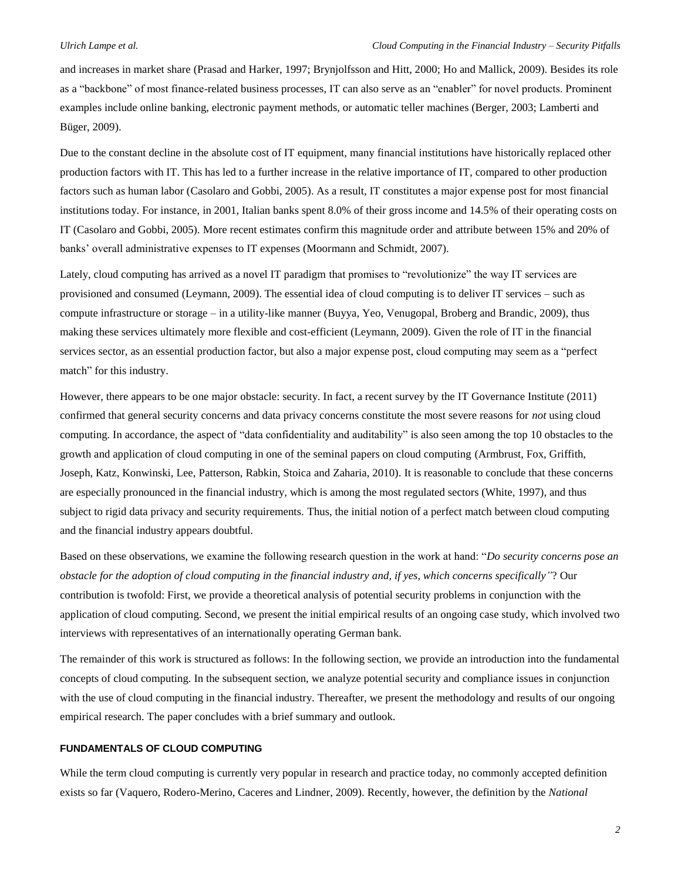and increases in market share (Prasad and Harker, 1997; Brynjolfsson and Hitt, 2000; Ho and Mallick, 2009). Besides its role as a "backbone" of most finance-related business processes, IT can also serve as an "enabler" for novel products. Prominent examples include online banking, electronic payment methods, or automatic teller machines (Berger, 2003; Lamberti and Büger, 2009).

Due to the constant decline in the absolute cost of IT equipment, many financial institutions have historically replaced other production factors with IT. This has led to a further increase in the relative importance of IT, compared to other production factors such as human labor (Casolaro and Gobbi, 2005). As a result, IT constitutes a major expense post for most financial institutions today. For instance, in 2001, Italian banks spent 8.0% of their gross income and 14.5% of their operating costs on IT (Casolaro and Gobbi, 2005). More recent estimates confirm this magnitude order and attribute between 15% and 20% of banks' overall administrative expenses to IT expenses (Moormann and Schmidt, 2007).

Lately, cloud computing has arrived as a novel IT paradigm that promises to "revolutionize" the way IT services are provisioned and consumed (Leymann, 2009). The essential idea of cloud computing is to deliver IT services – such as compute infrastructure or storage – in a utility-like manner (Buyya, Yeo, Venugopal, Broberg and Brandic, 2009), thus making these services ultimately more flexible and cost-efficient (Leymann, 2009). Given the role of IT in the financial services sector, as an essential production factor, but also a major expense post, cloud computing may seem as a "perfect match" for this industry.

However, there appears to be one major obstacle: security. In fact, a recent survey by the IT Governance Institute (2011) confirmed that general security concerns and data privacy concerns constitute the most severe reasons for *not* using cloud computing. In accordance, the aspect of "data confidentiality and auditability" is also seen among the top 10 obstacles to the growth and application of cloud computing in one of the seminal papers on cloud computing (Armbrust, Fox, Griffith, Joseph, Katz, Konwinski, Lee, Patterson, Rabkin, Stoica and Zaharia, 2010). It is reasonable to conclude that these concerns are especially pronounced in the financial industry, which is among the most regulated sectors (White, 1997), and thus subject to rigid data privacy and security requirements. Thus, the initial notion of a perfect match between cloud computing and the financial industry appears doubtful.

Based on these observations, we examine the following research question in the work at hand: "*Do security concerns pose an obstacle for the adoption of cloud computing in the financial industry and, if yes, which concerns specifically"*? Our contribution is twofold: First, we provide a theoretical analysis of potential security problems in conjunction with the application of cloud computing. Second, we present the initial empirical results of an ongoing case study, which involved two interviews with representatives of an internationally operating German bank.

The remainder of this work is structured as follows: In the following section, we provide an introduction into the fundamental concepts of cloud computing. In the subsequent section, we analyze potential security and compliance issues in conjunction with the use of cloud computing in the financial industry. Thereafter, we present the methodology and results of our ongoing empirical research. The paper concludes with a brief summary and outlook.

## FUNDAMENTALS OF CLOUD COMPUTING

While the term cloud computing is currently very popular in research and practice today, no commonly accepted definition exists so far (Vaquero, Rodero-Merino, Caceres and Lindner, 2009). Recently, however, the definition by the *National*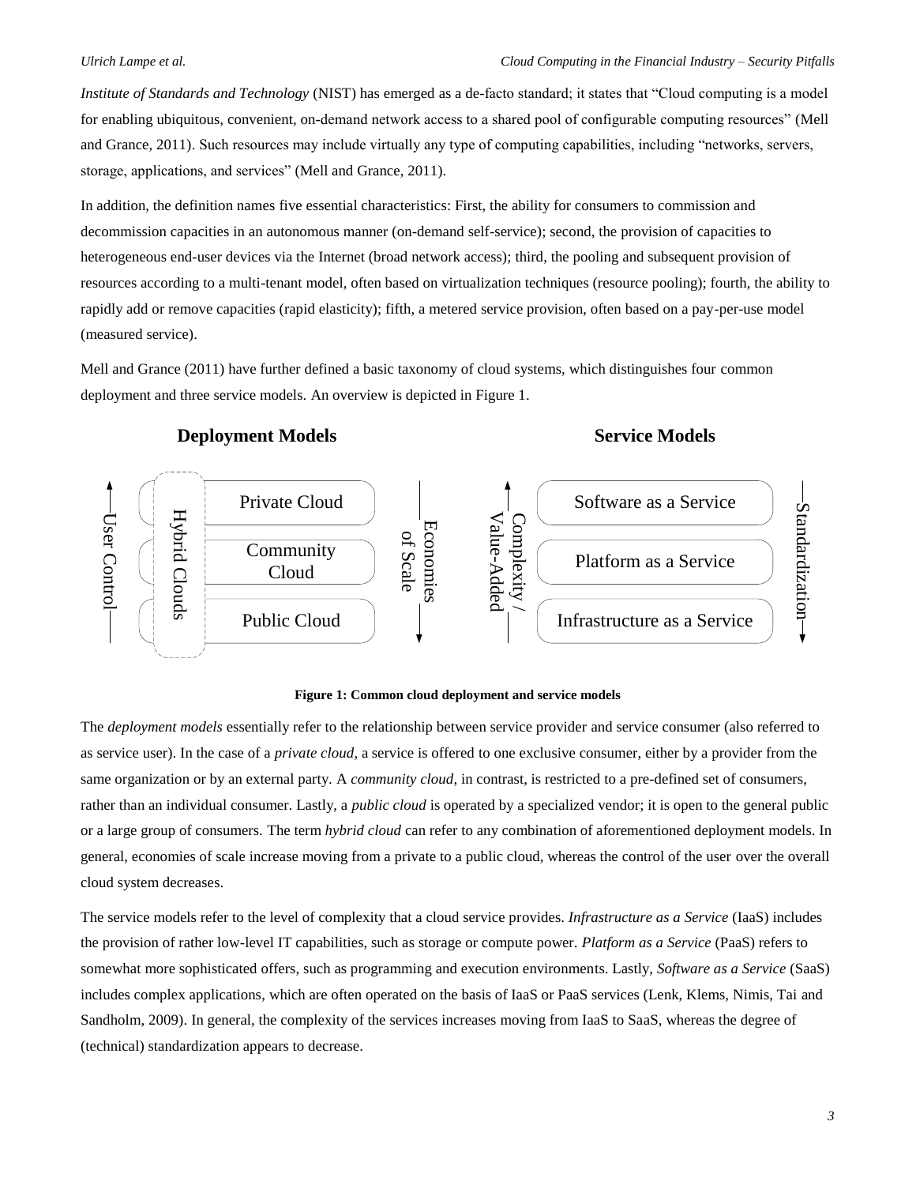*Institute of Standards and Technology* (NIST) has emerged as a de-facto standard; it states that "Cloud computing is a model for enabling ubiquitous, convenient, on-demand network access to a shared pool of configurable computing resources" (Mell and Grance, 2011). Such resources may include virtually any type of computing capabilities, including "networks, servers, storage, applications, and services" (Mell and Grance, 2011).

In addition, the definition names five essential characteristics: First, the ability for consumers to commission and decommission capacities in an autonomous manner (on-demand self-service); second, the provision of capacities to heterogeneous end-user devices via the Internet (broad network access); third, the pooling and subsequent provision of resources according to a multi-tenant model, often based on virtualization techniques (resource pooling); fourth, the ability to rapidly add or remove capacities (rapid elasticity); fifth, a metered service provision, often based on a pay-per-use model (measured service).

Mell and Grance (2011) have further defined a basic taxonomy of cloud systems, which distinguishes four common deployment and three service models. An overview is depicted in Figure 1.

**Deployment Models** | **Service Models**

- User Control (increasing upward) | Hybrid Clouds | Private Cloud / Community Cloud / Public Cloud | Economies of Scale (increasing downward)
- Complexity / Value-Added (increasing upward) | Software as a Service / Platform as a Service / Infrastructure as a Service | Standardization (increasing downward)

**Figure 1: Common cloud deployment and service models**

The *deployment models* essentially refer to the relationship between service provider and service consumer (also referred to as service user). In the case of a *private cloud*, a service is offered to one exclusive consumer, either by a provider from the same organization or by an external party. A *community cloud,* in contrast, is restricted to a pre-defined set of consumers, rather than an individual consumer. Lastly, a *public cloud* is operated by a specialized vendor; it is open to the general public or a large group of consumers. The term *hybrid cloud* can refer to any combination of aforementioned deployment models. In general, economies of scale increase moving from a private to a public cloud, whereas the control of the user over the overall cloud system decreases.

The service models refer to the level of complexity that a cloud service provides. *Infrastructure as a Service* (IaaS) includes the provision of rather low-level IT capabilities, such as storage or compute power. *Platform as a Service* (PaaS) refers to somewhat more sophisticated offers, such as programming and execution environments. Lastly, *Software as a Service* (SaaS) includes complex applications, which are often operated on the basis of IaaS or PaaS services (Lenk, Klems, Nimis, Tai and Sandholm, 2009). In general, the complexity of the services increases moving from IaaS to SaaS, whereas the degree of (technical) standardization appears to decrease.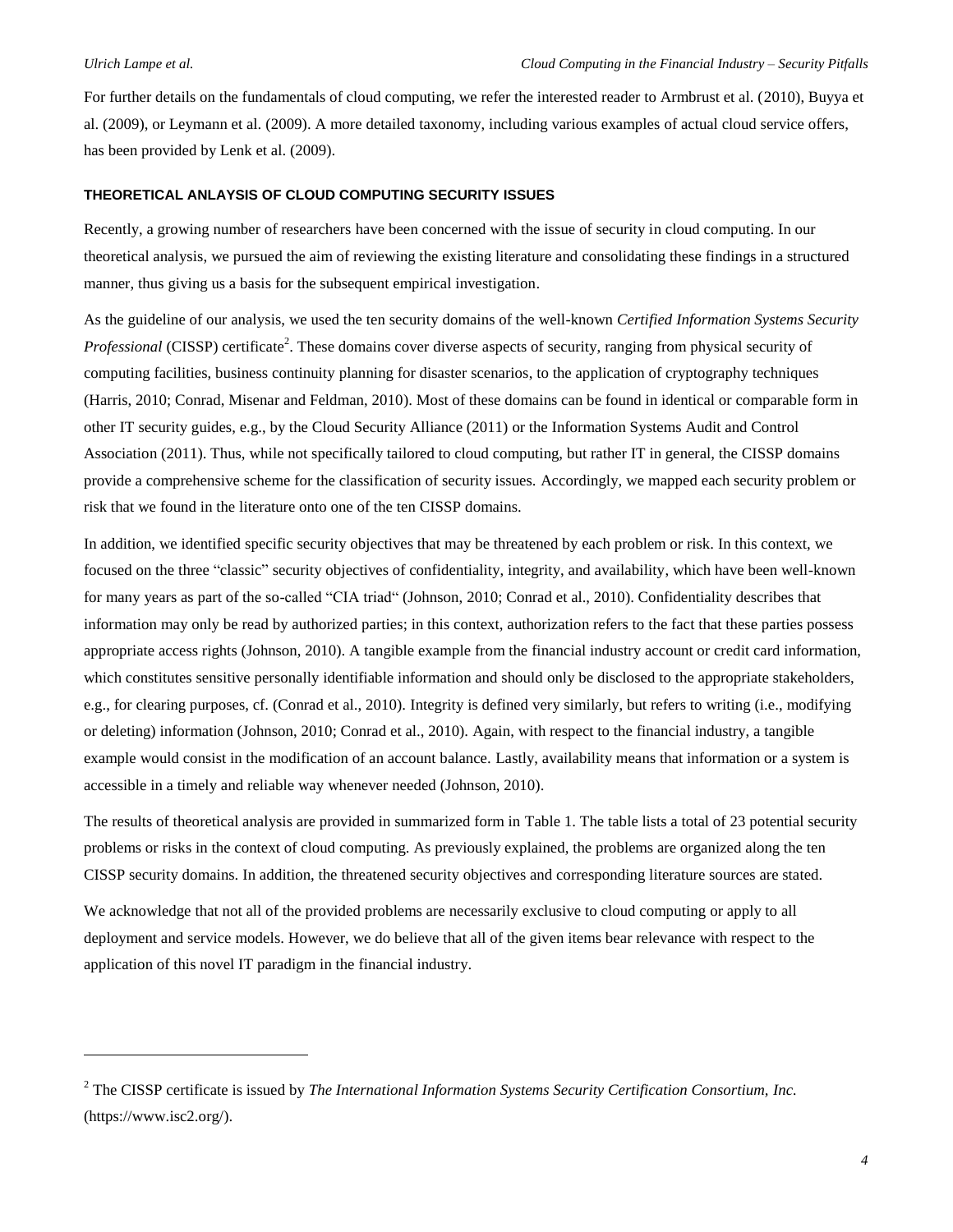For further details on the fundamentals of cloud computing, we refer the interested reader to Armbrust et al. (2010), Buyya et al. (2009), or Leymann et al. (2009). A more detailed taxonomy, including various examples of actual cloud service offers, has been provided by Lenk et al. (2009).

## THEORETICAL ANLAYSIS OF CLOUD COMPUTING SECURITY ISSUES

Recently, a growing number of researchers have been concerned with the issue of security in cloud computing. In our theoretical analysis, we pursued the aim of reviewing the existing literature and consolidating these findings in a structured manner, thus giving us a basis for the subsequent empirical investigation.

As the guideline of our analysis, we used the ten security domains of the well-known *Certified Information Systems Security Professional* (CISSP) certificate[2]. These domains cover diverse aspects of security, ranging from physical security of computing facilities, business continuity planning for disaster scenarios, to the application of cryptography techniques (Harris, 2010; Conrad, Misenar and Feldman, 2010). Most of these domains can be found in identical or comparable form in other IT security guides, e.g., by the Cloud Security Alliance (2011) or the Information Systems Audit and Control Association (2011). Thus, while not specifically tailored to cloud computing, but rather IT in general, the CISSP domains provide a comprehensive scheme for the classification of security issues. Accordingly, we mapped each security problem or risk that we found in the literature onto one of the ten CISSP domains.

In addition, we identified specific security objectives that may be threatened by each problem or risk. In this context, we focused on the three "classic" security objectives of confidentiality, integrity, and availability, which have been well-known for many years as part of the so-called "CIA triad" (Johnson, 2010; Conrad et al., 2010). Confidentiality describes that information may only be read by authorized parties; in this context, authorization refers to the fact that these parties possess appropriate access rights (Johnson, 2010). A tangible example from the financial industry account or credit card information, which constitutes sensitive personally identifiable information and should only be disclosed to the appropriate stakeholders, e.g., for clearing purposes, cf. (Conrad et al., 2010). Integrity is defined very similarly, but refers to writing (i.e., modifying or deleting) information (Johnson, 2010; Conrad et al., 2010). Again, with respect to the financial industry, a tangible example would consist in the modification of an account balance. Lastly, availability means that information or a system is accessible in a timely and reliable way whenever needed (Johnson, 2010).

The results of theoretical analysis are provided in summarized form in Table 1. The table lists a total of 23 potential security problems or risks in the context of cloud computing. As previously explained, the problems are organized along the ten CISSP security domains. In addition, the threatened security objectives and corresponding literature sources are stated.

We acknowledge that not all of the provided problems are necessarily exclusive to cloud computing or apply to all deployment and service models. However, we do believe that all of the given items bear relevance with respect to the application of this novel IT paradigm in the financial industry.

---

[2] The CISSP certificate is issued by *The International Information Systems Security Certification Consortium, Inc.* (https://www.isc2.org/).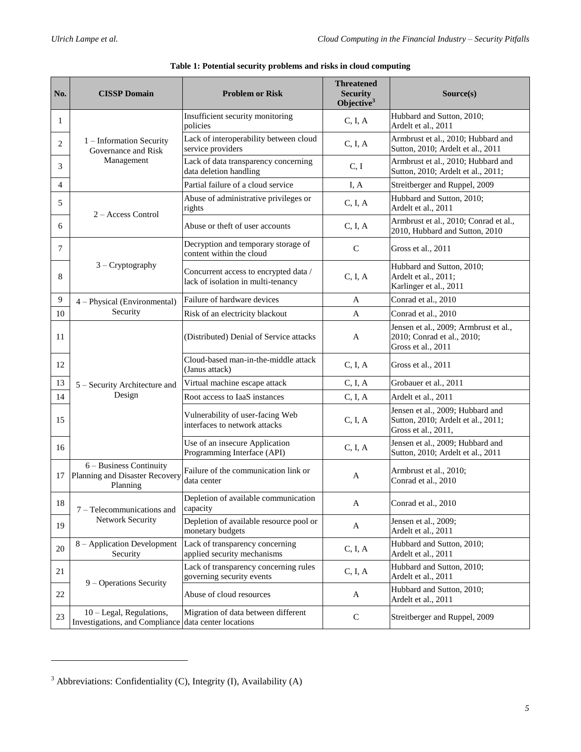**Table 1: Potential security problems and risks in cloud computing**

| No. | CISSP Domain | Problem or Risk | Threatened Security Objective[3] | Source(s) |
|---|---|---|---|---|
| 1 | 1 – Information Security Governance and Risk Management | Insufficient security monitoring policies | C, I, A | Hubbard and Sutton, 2010; Ardelt et al., 2011 |
| 2 | | Lack of interoperability between cloud service providers | C, I, A | Armbrust et al., 2010; Hubbard and Sutton, 2010; Ardelt et al., 2011 |
| 3 | | Lack of data transparency concerning data deletion handling | C, I | Armbrust et al., 2010; Hubbard and Sutton, 2010; Ardelt et al., 2011; |
| 4 | | Partial failure of a cloud service | I, A | Streitberger and Ruppel, 2009 |
| 5 | 2 – Access Control | Abuse of administrative privileges or rights | C, I, A | Hubbard and Sutton, 2010; Ardelt et al., 2011 |
| 6 | | Abuse or theft of user accounts | C, I, A | Armbrust et al., 2010; Conrad et al., 2010, Hubbard and Sutton, 2010 |
| 7 | 3 – Cryptography | Decryption and temporary storage of content within the cloud | C | Gross et al., 2011 |
| 8 | | Concurrent access to encrypted data / lack of isolation in multi-tenancy | C, I, A | Hubbard and Sutton, 2010; Ardelt et al., 2011; Karlinger et al., 2011 |
| 9 | 4 – Physical (Environmental) Security | Failure of hardware devices | A | Conrad et al., 2010 |
| 10 | | Risk of an electricity blackout | A | Conrad et al., 2010 |
| 11 | 5 – Security Architecture and Design | (Distributed) Denial of Service attacks | A | Jensen et al., 2009; Armbrust et al., 2010; Conrad et al., 2010; Gross et al., 2011 |
| 12 | | Cloud-based man-in-the-middle attack (Janus attack) | C, I, A | Gross et al., 2011 |
| 13 | | Virtual machine escape attack | C, I, A | Grobauer et al., 2011 |
| 14 | | Root access to IaaS instances | C, I, A | Ardelt et al., 2011 |
| 15 | | Vulnerability of user-facing Web interfaces to network attacks | C, I, A | Jensen et al., 2009; Hubbard and Sutton, 2010; Ardelt et al., 2011; Gross et al., 2011, |
| 16 | | Use of an insecure Application Programming Interface (API) | C, I, A | Jensen et al., 2009; Hubbard and Sutton, 2010; Ardelt et al., 2011 |
| 17 | 6 – Business Continuity Planning and Disaster Recovery Planning | Failure of the communication link or data center | A | Armbrust et al., 2010; Conrad et al., 2010 |
| 18 | 7 – Telecommunications and Network Security | Depletion of available communication capacity | A | Conrad et al., 2010 |
| 19 | | Depletion of available resource pool or monetary budgets | A | Jensen et al., 2009; Ardelt et al., 2011 |
| 20 | 8 – Application Development Security | Lack of transparency concerning applied security mechanisms | C, I, A | Hubbard and Sutton, 2010; Ardelt et al., 2011 |
| 21 | 9 – Operations Security | Lack of transparency concerning rules governing security events | C, I, A | Hubbard and Sutton, 2010; Ardelt et al., 2011 |
| 22 | | Abuse of cloud resources | A | Hubbard and Sutton, 2010; Ardelt et al., 2011 |
| 23 | 10 – Legal, Regulations, Investigations, and Compliance | Migration of data between different data center locations | C | Streitberger and Ruppel, 2009 |

[3] Abbreviations: Confidentiality (C), Integrity (I), Availability (A)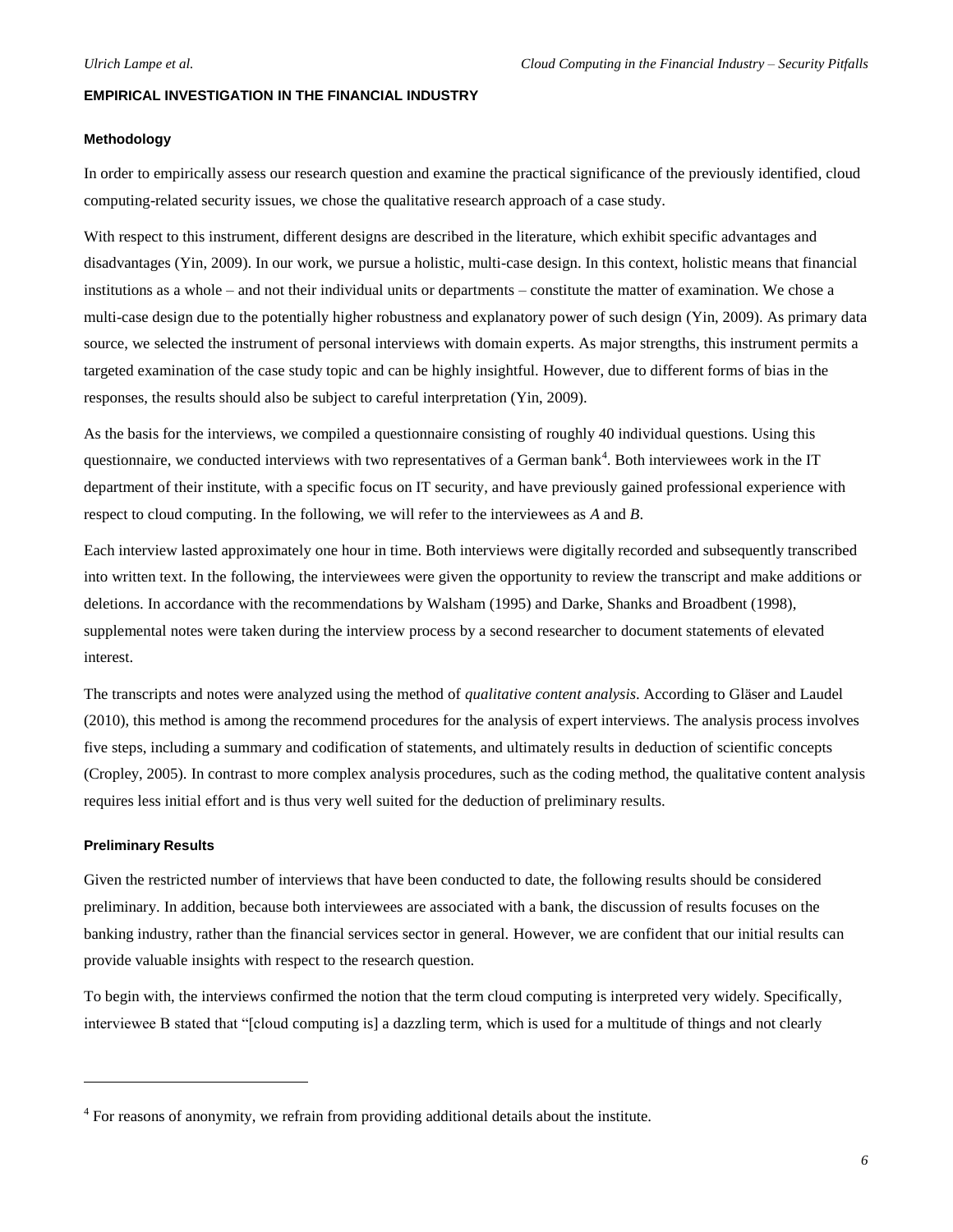## EMPIRICAL INVESTIGATION IN THE FINANCIAL INDUSTRY

### Methodology

In order to empirically assess our research question and examine the practical significance of the previously identified, cloud computing-related security issues, we chose the qualitative research approach of a case study.

With respect to this instrument, different designs are described in the literature, which exhibit specific advantages and disadvantages (Yin, 2009). In our work, we pursue a holistic, multi-case design. In this context, holistic means that financial institutions as a whole – and not their individual units or departments – constitute the matter of examination. We chose a multi-case design due to the potentially higher robustness and explanatory power of such design (Yin, 2009). As primary data source, we selected the instrument of personal interviews with domain experts. As major strengths, this instrument permits a targeted examination of the case study topic and can be highly insightful. However, due to different forms of bias in the responses, the results should also be subject to careful interpretation (Yin, 2009).

As the basis for the interviews, we compiled a questionnaire consisting of roughly 40 individual questions. Using this questionnaire, we conducted interviews with two representatives of a German bank[4]. Both interviewees work in the IT department of their institute, with a specific focus on IT security, and have previously gained professional experience with respect to cloud computing. In the following, we will refer to the interviewees as *A* and *B*.

Each interview lasted approximately one hour in time. Both interviews were digitally recorded and subsequently transcribed into written text. In the following, the interviewees were given the opportunity to review the transcript and make additions or deletions. In accordance with the recommendations by Walsham (1995) and Darke, Shanks and Broadbent (1998), supplemental notes were taken during the interview process by a second researcher to document statements of elevated interest.

The transcripts and notes were analyzed using the method of *qualitative content analysis*. According to Gläser and Laudel (2010), this method is among the recommend procedures for the analysis of expert interviews. The analysis process involves five steps, including a summary and codification of statements, and ultimately results in deduction of scientific concepts (Cropley, 2005). In contrast to more complex analysis procedures, such as the coding method, the qualitative content analysis requires less initial effort and is thus very well suited for the deduction of preliminary results.

### Preliminary Results

Given the restricted number of interviews that have been conducted to date, the following results should be considered preliminary. In addition, because both interviewees are associated with a bank, the discussion of results focuses on the banking industry, rather than the financial services sector in general. However, we are confident that our initial results can provide valuable insights with respect to the research question.

To begin with, the interviews confirmed the notion that the term cloud computing is interpreted very widely. Specifically, interviewee B stated that "[cloud computing is] a dazzling term, which is used for a multitude of things and not clearly

---

[4] For reasons of anonymity, we refrain from providing additional details about the institute.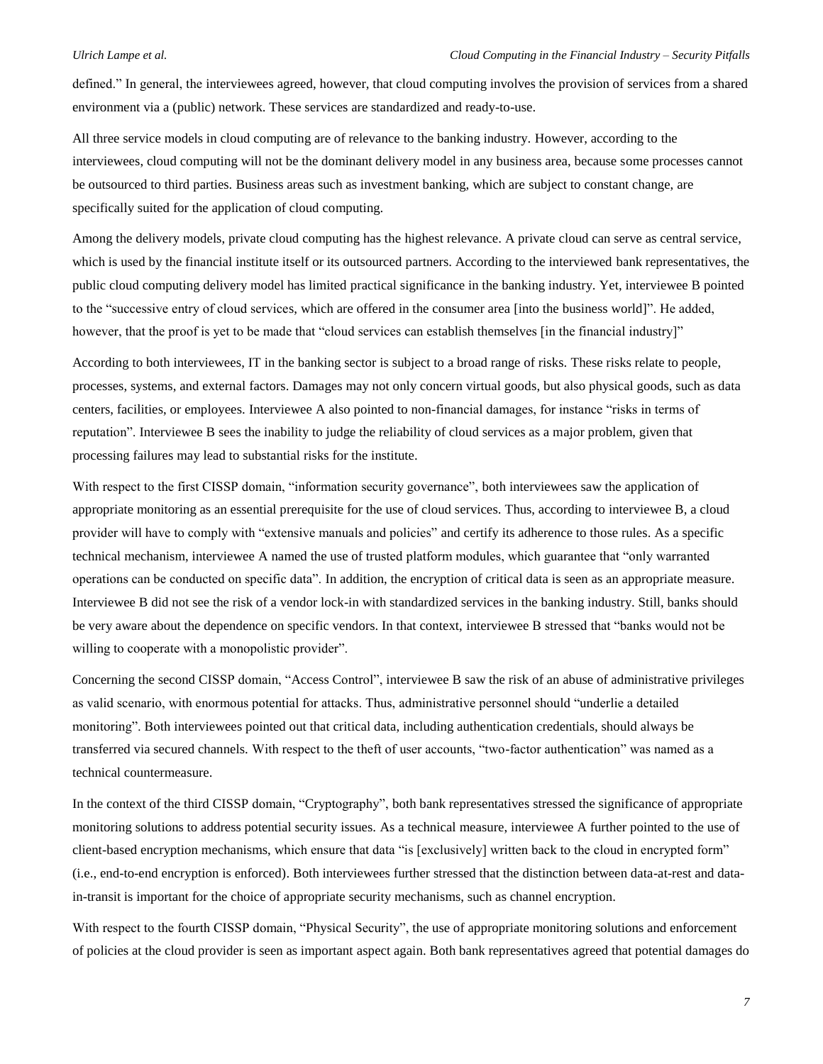defined." In general, the interviewees agreed, however, that cloud computing involves the provision of services from a shared environment via a (public) network. These services are standardized and ready-to-use.

All three service models in cloud computing are of relevance to the banking industry. However, according to the interviewees, cloud computing will not be the dominant delivery model in any business area, because some processes cannot be outsourced to third parties. Business areas such as investment banking, which are subject to constant change, are specifically suited for the application of cloud computing.

Among the delivery models, private cloud computing has the highest relevance. A private cloud can serve as central service, which is used by the financial institute itself or its outsourced partners. According to the interviewed bank representatives, the public cloud computing delivery model has limited practical significance in the banking industry. Yet, interviewee B pointed to the "successive entry of cloud services, which are offered in the consumer area [into the business world]". He added, however, that the proof is yet to be made that "cloud services can establish themselves [in the financial industry]"

According to both interviewees, IT in the banking sector is subject to a broad range of risks. These risks relate to people, processes, systems, and external factors. Damages may not only concern virtual goods, but also physical goods, such as data centers, facilities, or employees. Interviewee A also pointed to non-financial damages, for instance "risks in terms of reputation". Interviewee B sees the inability to judge the reliability of cloud services as a major problem, given that processing failures may lead to substantial risks for the institute.

With respect to the first CISSP domain, "information security governance", both interviewees saw the application of appropriate monitoring as an essential prerequisite for the use of cloud services. Thus, according to interviewee B, a cloud provider will have to comply with "extensive manuals and policies" and certify its adherence to those rules. As a specific technical mechanism, interviewee A named the use of trusted platform modules, which guarantee that "only warranted operations can be conducted on specific data". In addition, the encryption of critical data is seen as an appropriate measure. Interviewee B did not see the risk of a vendor lock-in with standardized services in the banking industry. Still, banks should be very aware about the dependence on specific vendors. In that context, interviewee B stressed that "banks would not be willing to cooperate with a monopolistic provider".

Concerning the second CISSP domain, "Access Control", interviewee B saw the risk of an abuse of administrative privileges as valid scenario, with enormous potential for attacks. Thus, administrative personnel should "underlie a detailed monitoring". Both interviewees pointed out that critical data, including authentication credentials, should always be transferred via secured channels. With respect to the theft of user accounts, "two-factor authentication" was named as a technical countermeasure.

In the context of the third CISSP domain, "Cryptography", both bank representatives stressed the significance of appropriate monitoring solutions to address potential security issues. As a technical measure, interviewee A further pointed to the use of client-based encryption mechanisms, which ensure that data "is [exclusively] written back to the cloud in encrypted form" (i.e., end-to-end encryption is enforced). Both interviewees further stressed that the distinction between data-at-rest and data-in-transit is important for the choice of appropriate security mechanisms, such as channel encryption.

With respect to the fourth CISSP domain, "Physical Security", the use of appropriate monitoring solutions and enforcement of policies at the cloud provider is seen as important aspect again. Both bank representatives agreed that potential damages do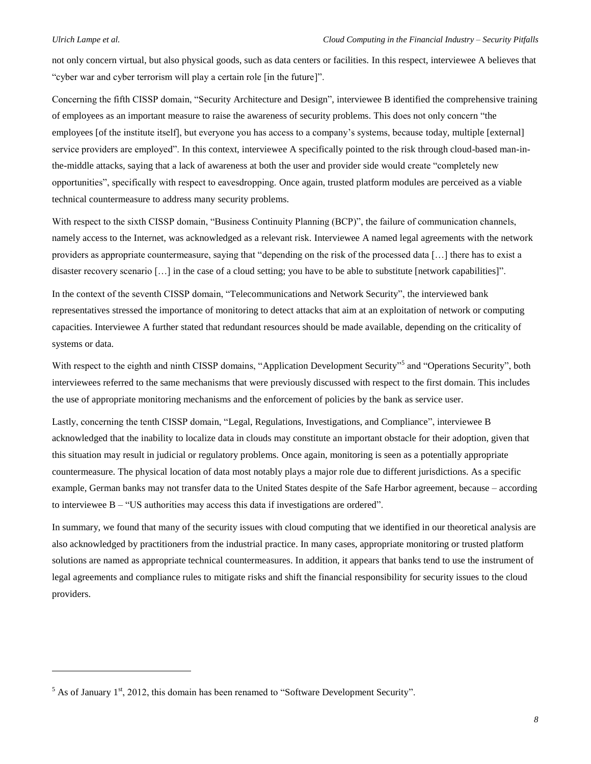not only concern virtual, but also physical goods, such as data centers or facilities. In this respect, interviewee A believes that "cyber war and cyber terrorism will play a certain role [in the future]".

Concerning the fifth CISSP domain, "Security Architecture and Design", interviewee B identified the comprehensive training of employees as an important measure to raise the awareness of security problems. This does not only concern "the employees [of the institute itself], but everyone you has access to a company's systems, because today, multiple [external] service providers are employed". In this context, interviewee A specifically pointed to the risk through cloud-based man-in-the-middle attacks, saying that a lack of awareness at both the user and provider side would create "completely new opportunities", specifically with respect to eavesdropping. Once again, trusted platform modules are perceived as a viable technical countermeasure to address many security problems.

With respect to the sixth CISSP domain, "Business Continuity Planning (BCP)", the failure of communication channels, namely access to the Internet, was acknowledged as a relevant risk. Interviewee A named legal agreements with the network providers as appropriate countermeasure, saying that "depending on the risk of the processed data […] there has to exist a disaster recovery scenario […] in the case of a cloud setting; you have to be able to substitute [network capabilities]".

In the context of the seventh CISSP domain, "Telecommunications and Network Security", the interviewed bank representatives stressed the importance of monitoring to detect attacks that aim at an exploitation of network or computing capacities. Interviewee A further stated that redundant resources should be made available, depending on the criticality of systems or data.

With respect to the eighth and ninth CISSP domains, "Application Development Security"[5] and "Operations Security", both interviewees referred to the same mechanisms that were previously discussed with respect to the first domain. This includes the use of appropriate monitoring mechanisms and the enforcement of policies by the bank as service user.

Lastly, concerning the tenth CISSP domain, "Legal, Regulations, Investigations, and Compliance", interviewee B acknowledged that the inability to localize data in clouds may constitute an important obstacle for their adoption, given that this situation may result in judicial or regulatory problems. Once again, monitoring is seen as a potentially appropriate countermeasure. The physical location of data most notably plays a major role due to different jurisdictions. As a specific example, German banks may not transfer data to the United States despite of the Safe Harbor agreement, because – according to interviewee B – "US authorities may access this data if investigations are ordered".

In summary, we found that many of the security issues with cloud computing that we identified in our theoretical analysis are also acknowledged by practitioners from the industrial practice. In many cases, appropriate monitoring or trusted platform solutions are named as appropriate technical countermeasures. In addition, it appears that banks tend to use the instrument of legal agreements and compliance rules to mitigate risks and shift the financial responsibility for security issues to the cloud providers.

[5] As of January 1st, 2012, this domain has been renamed to "Software Development Security".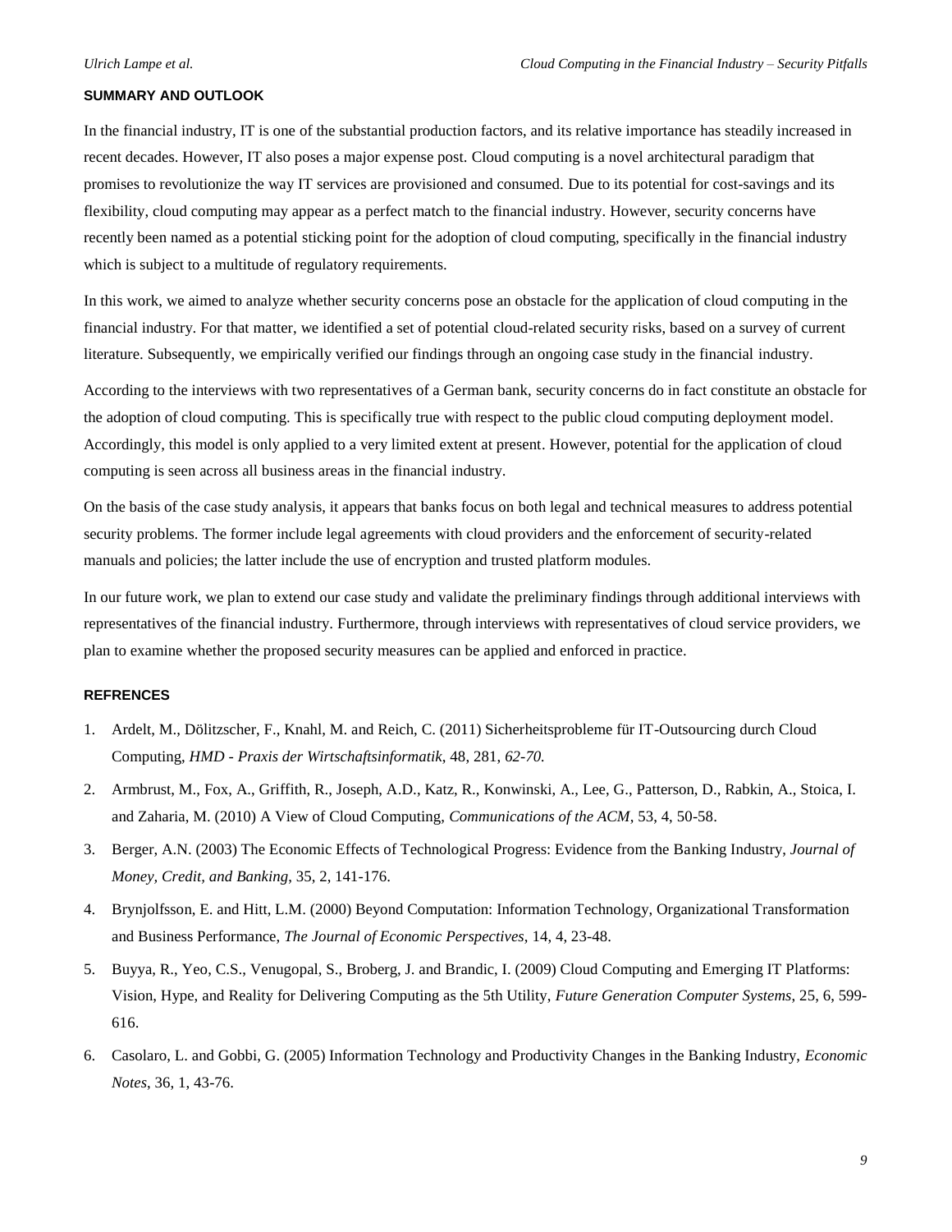## SUMMARY AND OUTLOOK

In the financial industry, IT is one of the substantial production factors, and its relative importance has steadily increased in recent decades. However, IT also poses a major expense post. Cloud computing is a novel architectural paradigm that promises to revolutionize the way IT services are provisioned and consumed. Due to its potential for cost-savings and its flexibility, cloud computing may appear as a perfect match to the financial industry. However, security concerns have recently been named as a potential sticking point for the adoption of cloud computing, specifically in the financial industry which is subject to a multitude of regulatory requirements.

In this work, we aimed to analyze whether security concerns pose an obstacle for the application of cloud computing in the financial industry. For that matter, we identified a set of potential cloud-related security risks, based on a survey of current literature. Subsequently, we empirically verified our findings through an ongoing case study in the financial industry.

According to the interviews with two representatives of a German bank, security concerns do in fact constitute an obstacle for the adoption of cloud computing. This is specifically true with respect to the public cloud computing deployment model. Accordingly, this model is only applied to a very limited extent at present. However, potential for the application of cloud computing is seen across all business areas in the financial industry.

On the basis of the case study analysis, it appears that banks focus on both legal and technical measures to address potential security problems. The former include legal agreements with cloud providers and the enforcement of security-related manuals and policies; the latter include the use of encryption and trusted platform modules.

In our future work, we plan to extend our case study and validate the preliminary findings through additional interviews with representatives of the financial industry. Furthermore, through interviews with representatives of cloud service providers, we plan to examine whether the proposed security measures can be applied and enforced in practice.

## REFRENCES

1. Ardelt, M., Dölitzscher, F., Knahl, M. and Reich, C. (2011) Sicherheitsprobleme für IT-Outsourcing durch Cloud Computing, *HMD - Praxis der Wirtschaftsinformatik*, 48, 281, *62-70.*
2. Armbrust, M., Fox, A., Griffith, R., Joseph, A.D., Katz, R., Konwinski, A., Lee, G., Patterson, D., Rabkin, A., Stoica, I. and Zaharia, M. (2010) A View of Cloud Computing, *Communications of the ACM*, 53, 4, 50-58.
3. Berger, A.N. (2003) The Economic Effects of Technological Progress: Evidence from the Banking Industry, *Journal of Money, Credit, and Banking*, 35, 2, 141-176.
4. Brynjolfsson, E. and Hitt, L.M. (2000) Beyond Computation: Information Technology, Organizational Transformation and Business Performance, *The Journal of Economic Perspectives*, 14, 4, 23-48.
5. Buyya, R., Yeo, C.S., Venugopal, S., Broberg, J. and Brandic, I. (2009) Cloud Computing and Emerging IT Platforms: Vision, Hype, and Reality for Delivering Computing as the 5th Utility, *Future Generation Computer Systems*, 25, 6, 599-616.
6. Casolaro, L. and Gobbi, G. (2005) Information Technology and Productivity Changes in the Banking Industry, *Economic Notes*, 36, 1, 43-76.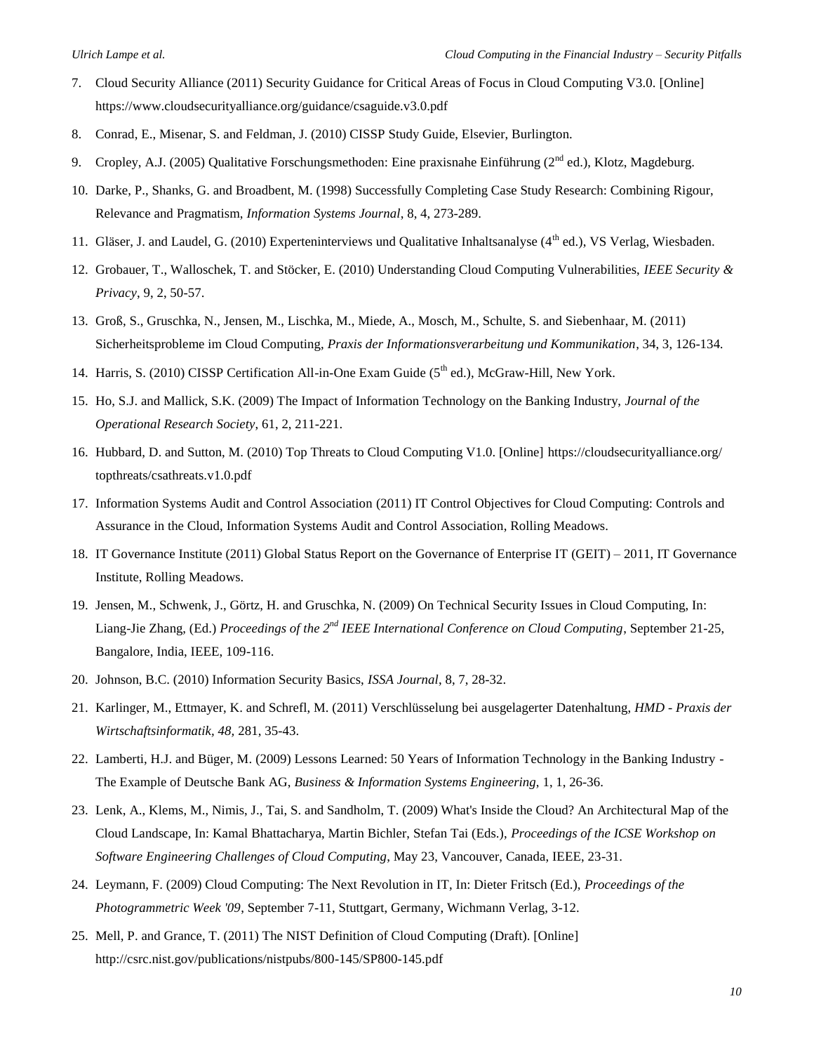7. Cloud Security Alliance (2011) Security Guidance for Critical Areas of Focus in Cloud Computing V3.0. [Online] https://www.cloudsecurityalliance.org/guidance/csaguide.v3.0.pdf
8. Conrad, E., Misenar, S. and Feldman, J. (2010) CISSP Study Guide, Elsevier, Burlington.
9. Cropley, A.J. (2005) Qualitative Forschungsmethoden: Eine praxisnahe Einführung (2nd ed.), Klotz, Magdeburg.
10. Darke, P., Shanks, G. and Broadbent, M. (1998) Successfully Completing Case Study Research: Combining Rigour, Relevance and Pragmatism, *Information Systems Journal*, 8, 4, 273-289.
11. Gläser, J. and Laudel, G. (2010) Experteninterviews und Qualitative Inhaltsanalyse (4th ed.), VS Verlag, Wiesbaden.
12. Grobauer, T., Walloschek, T. and Stöcker, E. (2010) Understanding Cloud Computing Vulnerabilities, *IEEE Security & Privacy*, 9, 2, 50-57.
13. Groß, S., Gruschka, N., Jensen, M., Lischka, M., Miede, A., Mosch, M., Schulte, S. and Siebenhaar, M. (2011) Sicherheitsprobleme im Cloud Computing, *Praxis der Informationsverarbeitung und Kommunikation*, 34, 3, 126-134.
14. Harris, S. (2010) CISSP Certification All-in-One Exam Guide (5th ed.), McGraw-Hill, New York.
15. Ho, S.J. and Mallick, S.K. (2009) The Impact of Information Technology on the Banking Industry, *Journal of the Operational Research Society*, 61, 2, 211-221.
16. Hubbard, D. and Sutton, M. (2010) Top Threats to Cloud Computing V1.0. [Online] https://cloudsecurityalliance.org/topthreats/csathreats.v1.0.pdf
17. Information Systems Audit and Control Association (2011) IT Control Objectives for Cloud Computing: Controls and Assurance in the Cloud, Information Systems Audit and Control Association, Rolling Meadows.
18. IT Governance Institute (2011) Global Status Report on the Governance of Enterprise IT (GEIT) – 2011, IT Governance Institute, Rolling Meadows.
19. Jensen, M., Schwenk, J., Görtz, H. and Gruschka, N. (2009) On Technical Security Issues in Cloud Computing, In: Liang-Jie Zhang, (Ed.) *Proceedings of the 2nd IEEE International Conference on Cloud Computing*, September 21-25, Bangalore, India, IEEE, 109-116.
20. Johnson, B.C. (2010) Information Security Basics, *ISSA Journal*, 8, 7, 28-32.
21. Karlinger, M., Ettmayer, K. and Schrefl, M. (2011) Verschlüsselung bei ausgelagerter Datenhaltung, *HMD - Praxis der Wirtschaftsinformatik*, *48*, 281, 35-43.
22. Lamberti, H.J. and Büger, M. (2009) Lessons Learned: 50 Years of Information Technology in the Banking Industry - The Example of Deutsche Bank AG, *Business & Information Systems Engineering*, 1, 1, 26-36.
23. Lenk, A., Klems, M., Nimis, J., Tai, S. and Sandholm, T. (2009) What's Inside the Cloud? An Architectural Map of the Cloud Landscape, In: Kamal Bhattacharya, Martin Bichler, Stefan Tai (Eds.), *Proceedings of the ICSE Workshop on Software Engineering Challenges of Cloud Computing*, May 23, Vancouver, Canada, IEEE, 23-31.
24. Leymann, F. (2009) Cloud Computing: The Next Revolution in IT, In: Dieter Fritsch (Ed.), *Proceedings of the Photogrammetric Week '09*, September 7-11, Stuttgart, Germany, Wichmann Verlag, 3-12.
25. Mell, P. and Grance, T. (2011) The NIST Definition of Cloud Computing (Draft). [Online] http://csrc.nist.gov/publications/nistpubs/800-145/SP800-145.pdf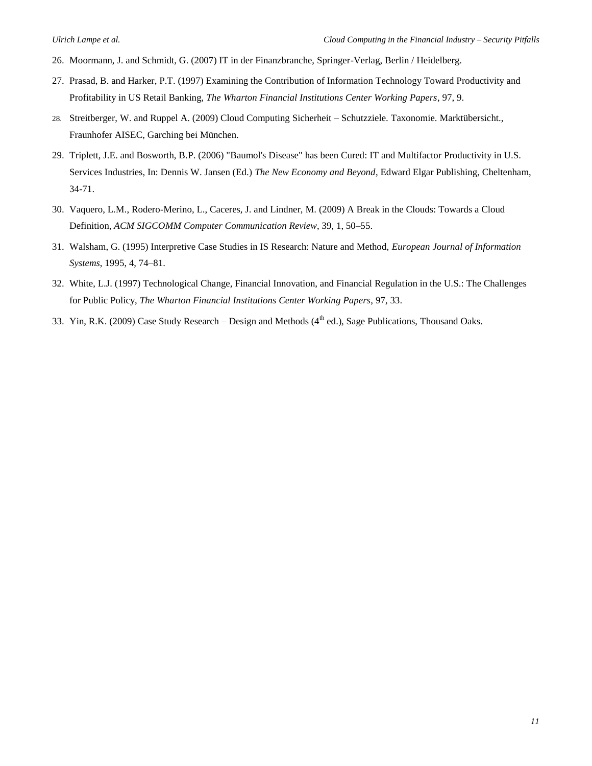26. Moormann, J. and Schmidt, G. (2007) IT in der Finanzbranche, Springer-Verlag, Berlin / Heidelberg.
27. Prasad, B. and Harker, P.T. (1997) Examining the Contribution of Information Technology Toward Productivity and Profitability in US Retail Banking, *The Wharton Financial Institutions Center Working Papers*, 97, 9.
28. Streitberger, W. and Ruppel A. (2009) Cloud Computing Sicherheit – Schutzziele. Taxonomie. Marktübersicht., Fraunhofer AISEC, Garching bei München.
29. Triplett, J.E. and Bosworth, B.P. (2006) "Baumol's Disease" has been Cured: IT and Multifactor Productivity in U.S. Services Industries, In: Dennis W. Jansen (Ed.) *The New Economy and Beyond*, Edward Elgar Publishing, Cheltenham, 34-71.
30. Vaquero, L.M., Rodero-Merino, L., Caceres, J. and Lindner, M. (2009) A Break in the Clouds: Towards a Cloud Definition, *ACM SIGCOMM Computer Communication Review*, 39, 1, 50–55.
31. Walsham, G. (1995) Interpretive Case Studies in IS Research: Nature and Method, *European Journal of Information Systems*, 1995, 4, 74–81.
32. White, L.J. (1997) Technological Change, Financial Innovation, and Financial Regulation in the U.S.: The Challenges for Public Policy, *The Wharton Financial Institutions Center Working Papers*, 97, 33.
33. Yin, R.K. (2009) Case Study Research – Design and Methods (4th ed.), Sage Publications, Thousand Oaks.